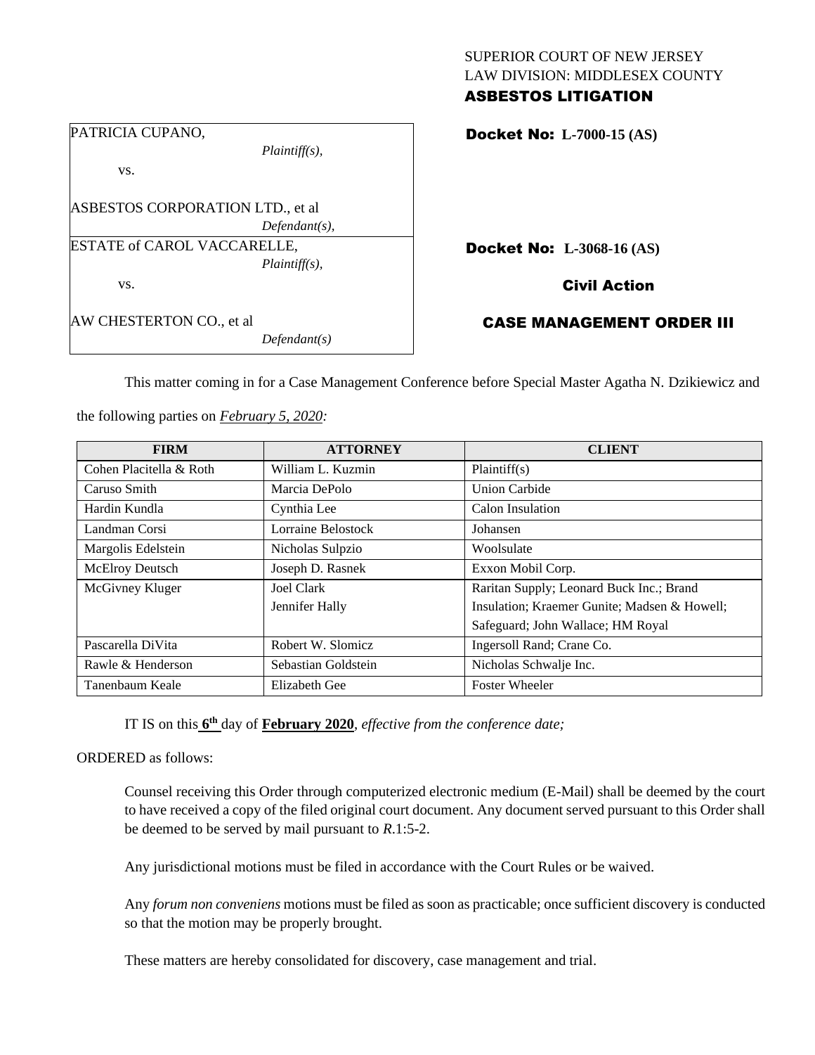SUPERIOR COURT OF NEW JERSEY
LAW DIVISION: MIDDLESEX COUNTY
**ASBESTOS LITIGATION**

| | |
|---|---|
| PATRICIA CUPANO, *Plaintiff(s),* vs. ASBESTOS CORPORATION LTD., et al *Defendant(s),* | **Docket No: L-7000-15 (AS)** |
| ESTATE of CAROL VACCARELLE, *Plaintiff(s),* vs. AW CHESTERTON CO., et al *Defendant(s)* | **Docket No: L-3068-16 (AS)** |

**Civil Action**

**CASE MANAGEMENT ORDER III**

This matter coming in for a Case Management Conference before Special Master Agatha N. Dzikiewicz and the following parties on *February 5, 2020:*

| FIRM | ATTORNEY | CLIENT |
|---|---|---|
| Cohen Placitella & Roth | William L. Kuzmin | Plaintiff(s) |
| Caruso Smith | Marcia DePolo | Union Carbide |
| Hardin Kundla | Cynthia Lee | Calon Insulation |
| Landman Corsi | Lorraine Belostock | Johansen |
| Margolis Edelstein | Nicholas Sulpzio | Woolsulate |
| McElroy Deutsch | Joseph D. Rasnek | Exxon Mobil Corp. |
| McGivney Kluger | Joel Clark<br>Jennifer Hally | Raritan Supply; Leonard Buck Inc.; Brand Insulation; Kraemer Gunite; Madsen & Howell; Safeguard; John Wallace; HM Royal |
| Pascarella DiVita | Robert W. Slomicz | Ingersoll Rand; Crane Co. |
| Rawle & Henderson | Sebastian Goldstein | Nicholas Schwalje Inc. |
| Tanenbaum Keale | Elizabeth Gee | Foster Wheeler |

IT IS on this **6th** day of **February 2020**, *effective from the conference date;*

ORDERED as follows:

Counsel receiving this Order through computerized electronic medium (E-Mail) shall be deemed by the court to have received a copy of the filed original court document. Any document served pursuant to this Order shall be deemed to be served by mail pursuant to *R*.1:5-2.

Any jurisdictional motions must be filed in accordance with the Court Rules or be waived.

Any *forum non conveniens* motions must be filed as soon as practicable; once sufficient discovery is conducted so that the motion may be properly brought.

These matters are hereby consolidated for discovery, case management and trial.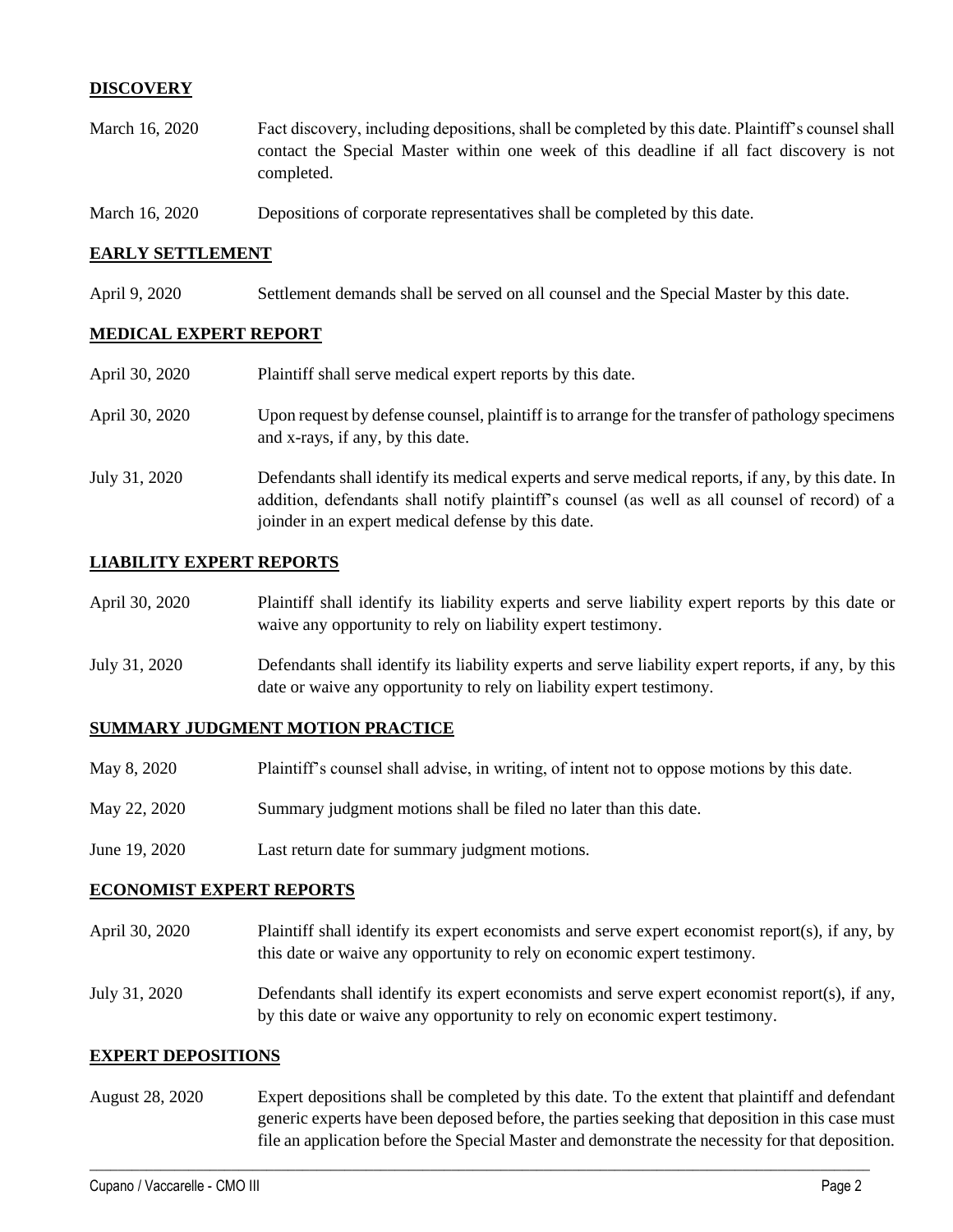## **DISCOVERY**

| | |
|---|---|
| March 16, 2020 | Fact discovery, including depositions, shall be completed by this date. Plaintiff's counsel shall contact the Special Master within one week of this deadline if all fact discovery is not completed. |
| March 16, 2020 | Depositions of corporate representatives shall be completed by this date. |

## **EARLY SETTLEMENT**

| | |
|---|---|
| April 9, 2020 | Settlement demands shall be served on all counsel and the Special Master by this date. |

## **MEDICAL EXPERT REPORT**

| | |
|---|---|
| April 30, 2020 | Plaintiff shall serve medical expert reports by this date. |
| April 30, 2020 | Upon request by defense counsel, plaintiff is to arrange for the transfer of pathology specimens and x-rays, if any, by this date. |
| July 31, 2020 | Defendants shall identify its medical experts and serve medical reports, if any, by this date. In addition, defendants shall notify plaintiff's counsel (as well as all counsel of record) of a joinder in an expert medical defense by this date. |

## **LIABILITY EXPERT REPORTS**

| | |
|---|---|
| April 30, 2020 | Plaintiff shall identify its liability experts and serve liability expert reports by this date or waive any opportunity to rely on liability expert testimony. |
| July 31, 2020 | Defendants shall identify its liability experts and serve liability expert reports, if any, by this date or waive any opportunity to rely on liability expert testimony. |

## **SUMMARY JUDGMENT MOTION PRACTICE**

| | |
|---|---|
| May 8, 2020 | Plaintiff's counsel shall advise, in writing, of intent not to oppose motions by this date. |
| May 22, 2020 | Summary judgment motions shall be filed no later than this date. |
| June 19, 2020 | Last return date for summary judgment motions. |

## **ECONOMIST EXPERT REPORTS**

| | |
|---|---|
| April 30, 2020 | Plaintiff shall identify its expert economists and serve expert economist report(s), if any, by this date or waive any opportunity to rely on economic expert testimony. |
| July 31, 2020 | Defendants shall identify its expert economists and serve expert economist report(s), if any, by this date or waive any opportunity to rely on economic expert testimony. |

## **EXPERT DEPOSITIONS**

| | |
|---|---|
| August 28, 2020 | Expert depositions shall be completed by this date. To the extent that plaintiff and defendant generic experts have been deposed before, the parties seeking that deposition in this case must file an application before the Special Master and demonstrate the necessity for that deposition. |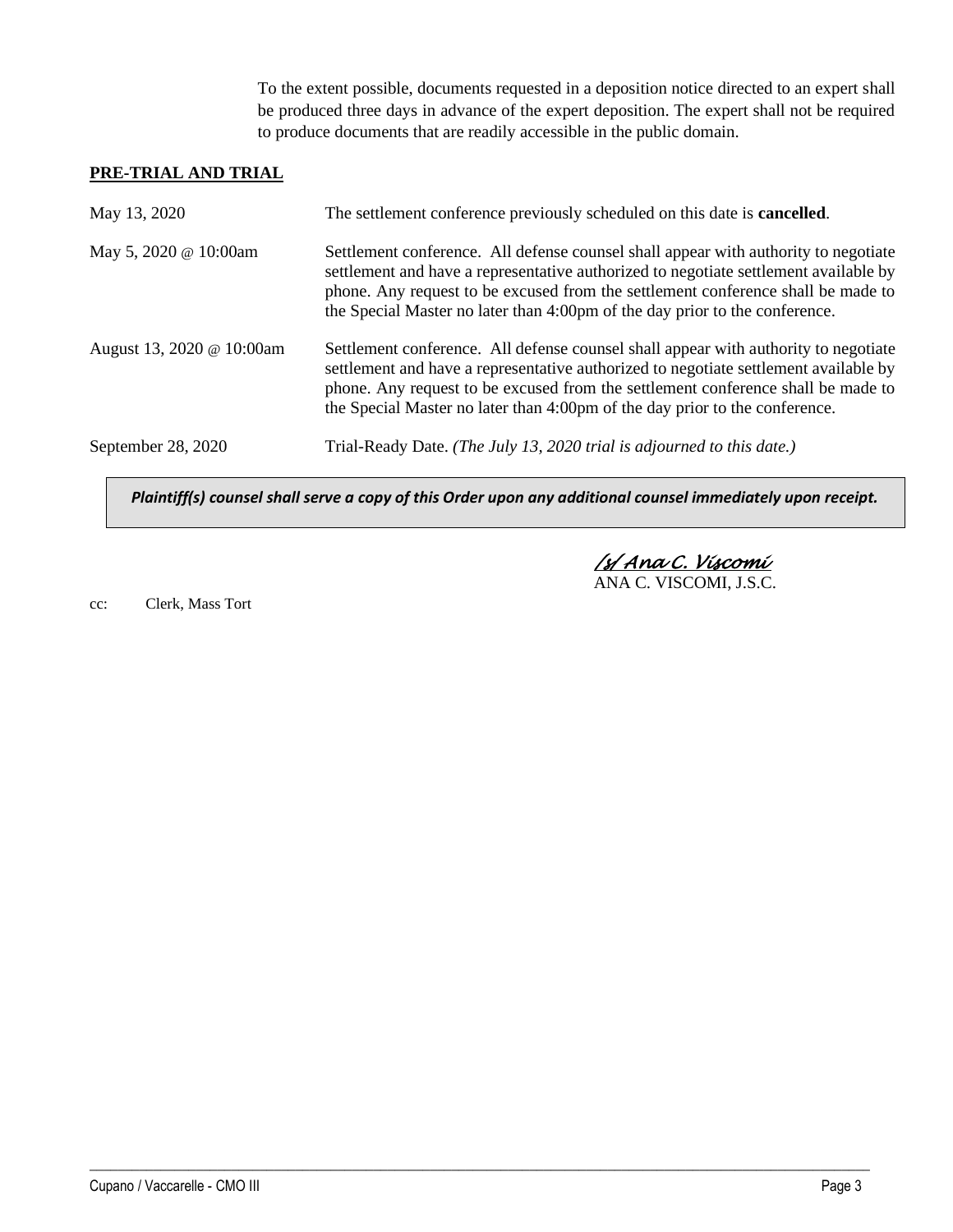To the extent possible, documents requested in a deposition notice directed to an expert shall be produced three days in advance of the expert deposition. The expert shall not be required to produce documents that are readily accessible in the public domain.

**PRE-TRIAL AND TRIAL**

| | |
|---|---|
| May 13, 2020 | The settlement conference previously scheduled on this date is **cancelled**. |
| May 5, 2020 @ 10:00am | Settlement conference. All defense counsel shall appear with authority to negotiate settlement and have a representative authorized to negotiate settlement available by phone. Any request to be excused from the settlement conference shall be made to the Special Master no later than 4:00pm of the day prior to the conference. |
| August 13, 2020 @ 10:00am | Settlement conference. All defense counsel shall appear with authority to negotiate settlement and have a representative authorized to negotiate settlement available by phone. Any request to be excused from the settlement conference shall be made to the Special Master no later than 4:00pm of the day prior to the conference. |
| September 28, 2020 | Trial-Ready Date. *(The July 13, 2020 trial is adjourned to this date.)* |

***Plaintiff(s) counsel shall serve a copy of this Order upon any additional counsel immediately upon receipt.***

*/s/ Ana C. Viscomi*
ANA C. VISCOMI, J.S.C.

cc: Clerk, Mass Tort